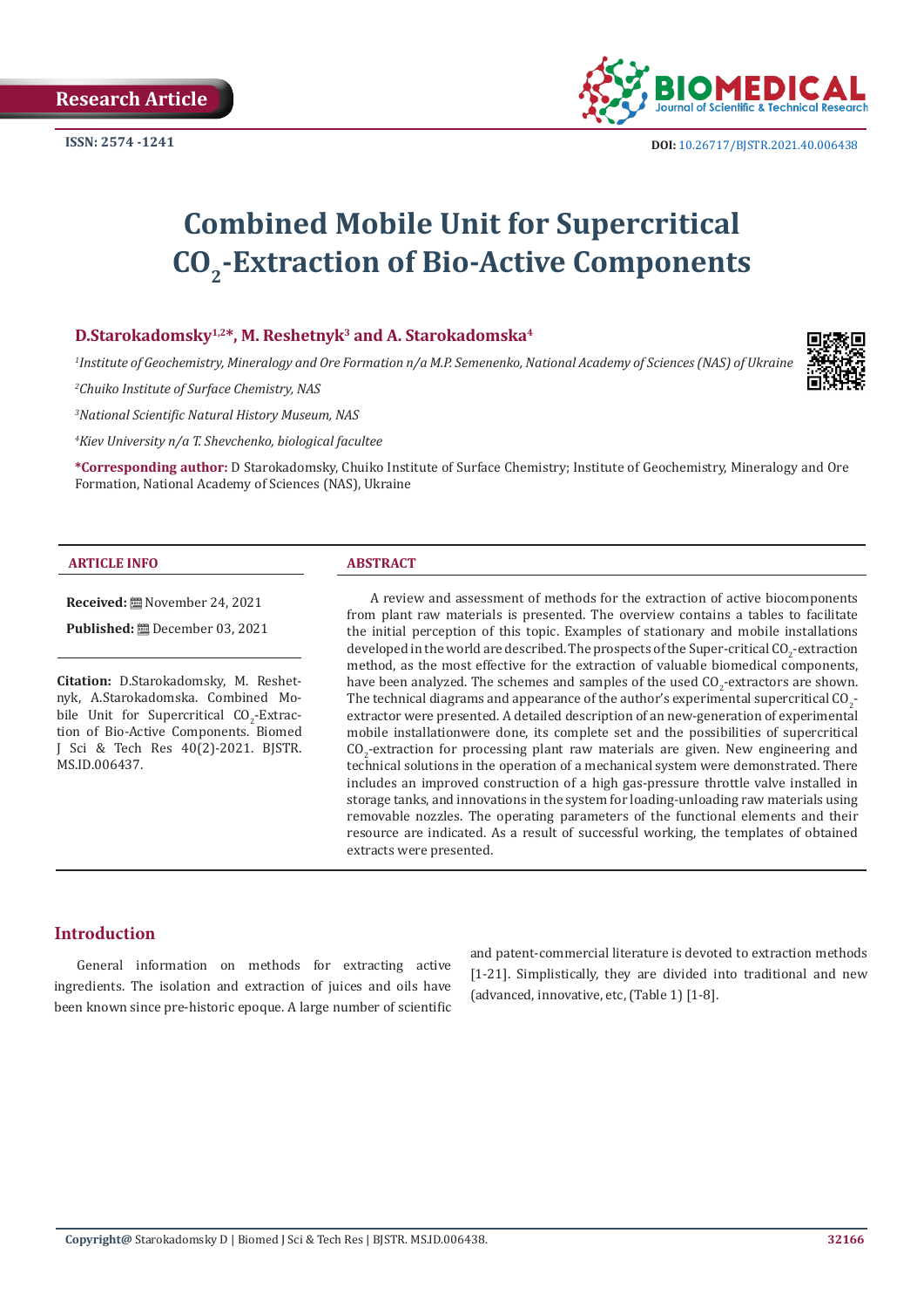Research Article

ISSN: 2574 -1241

DOI: 10.26717/BJSTR.2021.40.006438

# Combined Mobile Unit for Supercritical $CO_2$-Extraction of Bio-Active Components

**D.Starokadomsky[1,2]*, M. Reshetnyk[3] and A. Starokadomska[4]**

[1]*Institute of Geochemistry, Mineralogy and Ore Formation n/a M.P. Semenenko, National Academy of Sciences (NAS) of Ukraine*

[2]*Chuiko Institute of Surface Chemistry, NAS*

[3]*National Scientific Natural History Museum, NAS*

[4]*Kiev University n/a T. Shevchenko, biological facultee*

***Corresponding author:** D Starokadomsky, Chuiko Institute of Surface Chemistry; Institute of Geochemistry, Mineralogy and Ore Formation, National Academy of Sciences (NAS), Ukraine

## ARTICLE INFO

**Received:** November 24, 2021

**Published:** December 03, 2021

**Citation:** D.Starokadomsky, M. Reshetnyk, A.Starokadomska. Combined Mobile Unit for Supercritical $CO_2$-Extraction of Bio-Active Components. Biomed J Sci & Tech Res 40(2)-2021. BJSTR. MS.ID.006437.

## ABSTRACT

A review and assessment of methods for the extraction of active biocomponents from plant raw materials is presented. The overview contains a tables to facilitate the initial perception of this topic. Examples of stationary and mobile installations developed in the world are described. The prospects of the Super-critical $CO_2$-extraction method, as the most effective for the extraction of valuable biomedical components, have been analyzed. The schemes and samples of the used $CO_2$-extractors are shown. The technical diagrams and appearance of the author's experimental supercritical $CO_2$-extractor were presented. A detailed description of an new-generation of experimental mobile installationwere done, its complete set and the possibilities of supercritical $CO_2$-extraction for processing plant raw materials are given. New engineering and technical solutions in the operation of a mechanical system were demonstrated. There includes an improved construction of a high gas-pressure throttle valve installed in storage tanks, and innovations in the system for loading-unloading raw materials using removable nozzles. The operating parameters of the functional elements and their resource are indicated. As a result of successful working, the templates of obtained extracts were presented.

## Introduction

General information on methods for extracting active ingredients. The isolation and extraction of juices and oils have been known since pre-historic epoque. A large number of scientific and patent-commercial literature is devoted to extraction methods [1-21]. Simplistically, they are divided into traditional and new (advanced, innovative, etc, (Table 1) [1-8].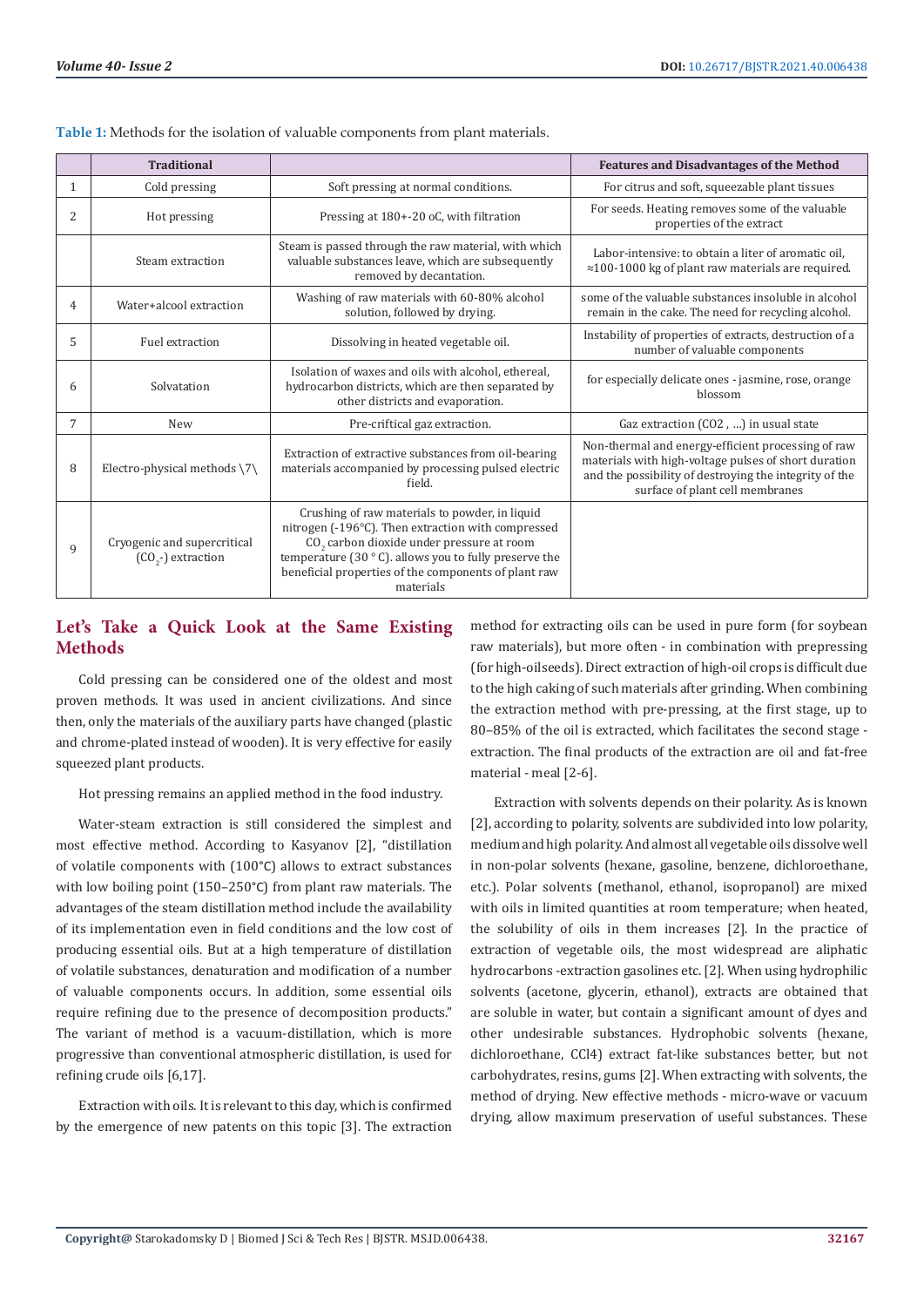**Table 1:** Methods for the isolation of valuable components from plant materials.

| | Traditional | | Features and Disadvantages of the Method |
|---|---|---|---|
| 1 | Cold pressing | Soft pressing at normal conditions. | For citrus and soft, squeezable plant tissues |
| 2 | Hot pressing | Pressing at 180+-20 oC, with filtration | For seeds. Heating removes some of the valuable properties of the extract |
| | Steam extraction | Steam is passed through the raw material, with which valuable substances leave, which are subsequently removed by decantation. | Labor-intensive: to obtain a liter of aromatic oil, ≈100-1000 kg of plant raw materials are required. |
| 4 | Water+alcool extraction | Washing of raw materials with 60-80% alcohol solution, followed by drying. | some of the valuable substances insoluble in alcohol remain in the cake. The need for recycling alcohol. |
| 5 | Fuel extraction | Dissolving in heated vegetable oil. | Instability of properties of extracts, destruction of a number of valuable components |
| 6 | Solvatation | Isolation of waxes and oils with alcohol, ethereal, hydrocarbon districts, which are then separated by other districts and evaporation. | for especially delicate ones - jasmine, rose, orange blossom |
| 7 | New | Pre-criftical gaz extraction. | Gaz extraction ($CO_2$ , ...) in usual state |
| 8 | Electro-physical methods \7\ | Extraction of extractive substances from oil-bearing materials accompanied by processing pulsed electric field. | Non-thermal and energy-efficient processing of raw materials with high-voltage pulses of short duration and the possibility of destroying the integrity of the surface of plant cell membranes |
| 9 | Cryogenic and supercritical ($CO_2$-) extraction | Crushing of raw materials to powder, in liquid nitrogen (-196°C). Then extraction with compressed $CO_2$ carbon dioxide under pressure at room temperature (30 ° C). allows you to fully preserve the beneficial properties of the components of plant raw materials | |

## Let's Take a Quick Look at the Same Existing Methods

Cold pressing can be considered one of the oldest and most proven methods. It was used in ancient civilizations. And since then, only the materials of the auxiliary parts have changed (plastic and chrome-plated instead of wooden). It is very effective for easily squeezed plant products.

Hot pressing remains an applied method in the food industry.

Water-steam extraction is still considered the simplest and most effective method. According to Kasyanov [2], "distillation of volatile components with (100℃) allows to extract substances with low boiling point (150–250℃) from plant raw materials. The advantages of the steam distillation method include the availability of its implementation even in field conditions and the low cost of producing essential oils. But at a high temperature of distillation of volatile substances, denaturation and modification of a number of valuable components occurs. In addition, some essential oils require refining due to the presence of decomposition products." The variant of method is a vacuum-distillation, which is more progressive than conventional atmospheric distillation, is used for refining crude oils [6,17].

Extraction with oils. It is relevant to this day, which is confirmed by the emergence of new patents on this topic [3]. The extraction method for extracting oils can be used in pure form (for soybean raw materials), but more often - in combination with prepressing (for high-oilseeds). Direct extraction of high-oil crops is difficult due to the high caking of such materials after grinding. When combining the extraction method with pre-pressing, at the first stage, up to 80–85% of the oil is extracted, which facilitates the second stage - extraction. The final products of the extraction are oil and fat-free material - meal [2-6].

Extraction with solvents depends on their polarity. As is known [2], according to polarity, solvents are subdivided into low polarity, medium and high polarity. And almost all vegetable oils dissolve well in non-polar solvents (hexane, gasoline, benzene, dichloroethane, etc.). Polar solvents (methanol, ethanol, isopropanol) are mixed with oils in limited quantities at room temperature; when heated, the solubility of oils in them increases [2]. In the practice of extraction of vegetable oils, the most widespread are aliphatic hydrocarbons -extraction gasolines etc. [2]. When using hydrophilic solvents (acetone, glycerin, ethanol), extracts are obtained that are soluble in water, but contain a significant amount of dyes and other undesirable substances. Hydrophobic solvents (hexane, dichloroethane, $CCl_4$) extract fat-like substances better, but not carbohydrates, resins, gums [2]. When extracting with solvents, the method of drying. New effective methods - micro-wave or vacuum drying, allow maximum preservation of useful substances. These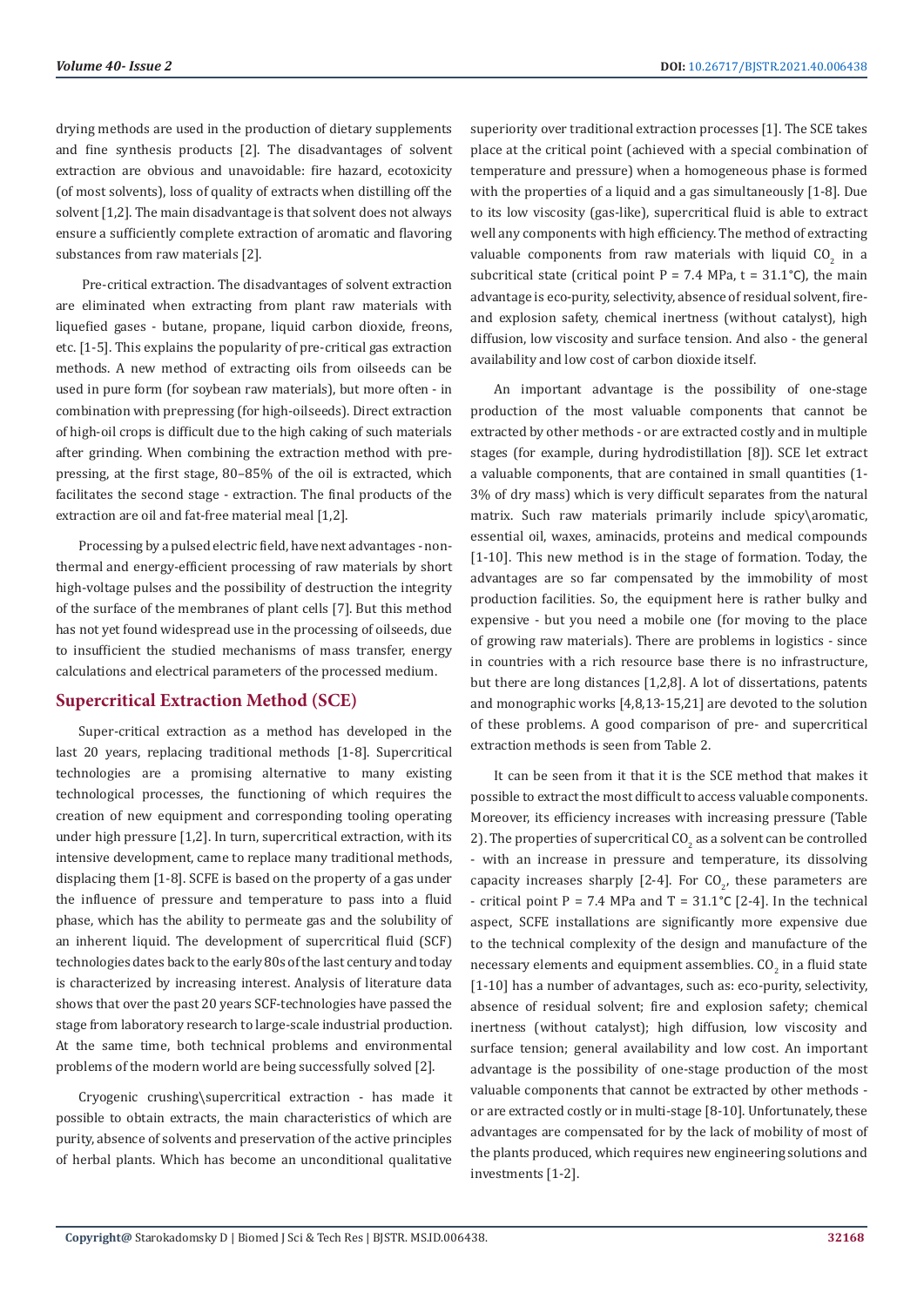drying methods are used in the production of dietary supplements and fine synthesis products [2]. The disadvantages of solvent extraction are obvious and unavoidable: fire hazard, ecotoxicity (of most solvents), loss of quality of extracts when distilling off the solvent [1,2]. The main disadvantage is that solvent does not always ensure a sufficiently complete extraction of aromatic and flavoring substances from raw materials [2].

Pre-critical extraction. The disadvantages of solvent extraction are eliminated when extracting from plant raw materials with liquefied gases - butane, propane, liquid carbon dioxide, freons, etc. [1-5]. This explains the popularity of pre-critical gas extraction methods. A new method of extracting oils from oilseeds can be used in pure form (for soybean raw materials), but more often - in combination with prepressing (for high-oilseeds). Direct extraction of high-oil crops is difficult due to the high caking of such materials after grinding. When combining the extraction method with pre-pressing, at the first stage, 80–85% of the oil is extracted, which facilitates the second stage - extraction. The final products of the extraction are oil and fat-free material meal [1,2].

Processing by a pulsed electric field, have next advantages - non-thermal and energy-efficient processing of raw materials by short high-voltage pulses and the possibility of destruction the integrity of the surface of the membranes of plant cells [7]. But this method has not yet found widespread use in the processing of oilseeds, due to insufficient the studied mechanisms of mass transfer, energy calculations and electrical parameters of the processed medium.

## Supercritical Extraction Method (SCE)

Super-critical extraction as a method has developed in the last 20 years, replacing traditional methods [1-8]. Supercritical technologies are a promising alternative to many existing technological processes, the functioning of which requires the creation of new equipment and corresponding tooling operating under high pressure [1,2]. In turn, supercritical extraction, with its intensive development, came to replace many traditional methods, displacing them [1-8]. SCFE is based on the property of a gas under the influence of pressure and temperature to pass into a fluid phase, which has the ability to permeate gas and the solubility of an inherent liquid. The development of supercritical fluid (SCF) technologies dates back to the early 80s of the last century and today is characterized by increasing interest. Analysis of literature data shows that over the past 20 years SCF-technologies have passed the stage from laboratory research to large-scale industrial production. At the same time, both technical problems and environmental problems of the modern world are being successfully solved [2].

Cryogenic crushing\supercritical extraction - has made it possible to obtain extracts, the main characteristics of which are purity, absence of solvents and preservation of the active principles of herbal plants. Which has become an unconditional qualitative superiority over traditional extraction processes [1]. The SCE takes place at the critical point (achieved with a special combination of temperature and pressure) when a homogeneous phase is formed with the properties of a liquid and a gas simultaneously [1-8]. Due to its low viscosity (gas-like), supercritical fluid is able to extract well any components with high efficiency. The method of extracting valuable components from raw materials with liquid $CO_2$ in a subcritical state (critical point P = 7.4 MPa, t = 31.1°C), the main advantage is eco-purity, selectivity, absence of residual solvent, fire- and explosion safety, chemical inertness (without catalyst), high diffusion, low viscosity and surface tension. And also - the general availability and low cost of carbon dioxide itself.

An important advantage is the possibility of one-stage production of the most valuable components that cannot be extracted by other methods - or are extracted costly and in multiple stages (for example, during hydrodistillation [8]). SCE let extract a valuable components, that are contained in small quantities (1-3% of dry mass) which is very difficult separates from the natural matrix. Such raw materials primarily include spicy\aromatic, essential oil, waxes, aminacids, proteins and medical compounds [1-10]. This new method is in the stage of formation. Today, the advantages are so far compensated by the immobility of most production facilities. So, the equipment here is rather bulky and expensive - but you need a mobile one (for moving to the place of growing raw materials). There are problems in logistics - since in countries with a rich resource base there is no infrastructure, but there are long distances [1,2,8]. A lot of dissertations, patents and monographic works [4,8,13-15,21] are devoted to the solution of these problems. A good comparison of pre- and supercritical extraction methods is seen from Table 2.

It can be seen from it that it is the SCE method that makes it possible to extract the most difficult to access valuable components. Moreover, its efficiency increases with increasing pressure (Table 2). The properties of supercritical $CO_2$ as a solvent can be controlled - with an increase in pressure and temperature, its dissolving capacity increases sharply [2-4]. For $CO_2$, these parameters are - critical point P = 7.4 MPa and T = 31.1°C [2-4]. In the technical aspect, SCFE installations are significantly more expensive due to the technical complexity of the design and manufacture of the necessary elements and equipment assemblies. $CO_2$ in a fluid state [1-10] has a number of advantages, such as: eco-purity, selectivity, absence of residual solvent; fire and explosion safety; chemical inertness (without catalyst); high diffusion, low viscosity and surface tension; general availability and low cost. An important advantage is the possibility of one-stage production of the most valuable components that cannot be extracted by other methods - or are extracted costly or in multi-stage [8-10]. Unfortunately, these advantages are compensated for by the lack of mobility of most of the plants produced, which requires new engineering solutions and investments [1-2].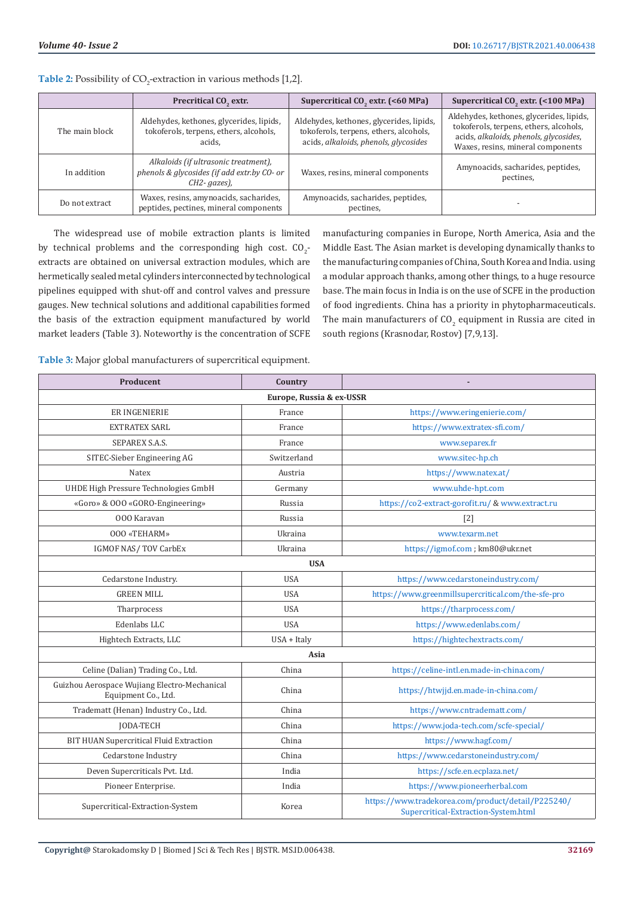**Table 2:** Possibility of $CO_2$-extraction in various methods [1,2].

| | Precritical $CO_2$ extr. | Supercritical $CO_2$ extr. (<60 MPa) | Supercritical $CO_2$ extr. (<100 MPa) |
|---|---|---|---|
| The main block | Aldehydes, kethones, glycerides, lipids, tokoferols, terpens, ethers, alcohols, acids, | Aldehydes, kethones, glycerides, lipids, tokoferols, terpens, ethers, alcohols, acids, *alkaloids, phenols, glycosides* | Aldehydes, kethones, glycerides, lipids, tokoferols, terpens, ethers, alcohols, acids, *alkaloids, phenols, glycosides,* Waxes, resins, mineral components |
| In addition | *Alkaloids (if ultrasonic treatment), phenols & glycosides (if add extr.by CO- or CH2- gazes),* | Waxes, resins, mineral components | Amynoacids, sacharides, peptides, pectines, |
| Do not extract | Waxes, resins, amynoacids, sacharides, peptides, pectines, mineral components | Amynoacids, sacharides, peptides, pectines, | - |

The widespread use of mobile extraction plants is limited by technical problems and the corresponding high cost. $CO_2$-extracts are obtained on universal extraction modules, which are hermetically sealed metal cylinders interconnected by technological pipelines equipped with shut-off and control valves and pressure gauges. New technical solutions and additional capabilities formed the basis of the extraction equipment manufactured by world market leaders (Table 3). Noteworthy is the concentration of SCFE manufacturing companies in Europe, North America, Asia and the Middle East. The Asian market is developing dynamically thanks to the manufacturing companies of China, South Korea and India. using a modular approach thanks, among other things, to a huge resource base. The main focus in India is on the use of SCFE in the production of food ingredients. China has a priority in phytopharmaceuticals. The main manufacturers of $CO_2$ equipment in Russia are cited in south regions (Krasnodar, Rostov) [7,9,13].

**Table 3:** Major global manufacturers of supercritical equipment.

| Producent | Country | - |
|---|---|---|
| **Europe, Russia & ex-USSR** | | |
| ER INGENIERIE | France | https://www.eringenierie.com/ |
| EXTRATEX SARL | France | https://www.extratex-sfi.com/ |
| SEPAREX S.A.S. | France | www.separex.fr |
| SITEC-Sieber Engineering AG | Switzerland | www.sitec-hp.ch |
| Natex | Austria | https://www.natex.at/ |
| UHDE High Pressure Technologies GmbH | Germany | www.uhde-hpt.com |
| «Goro» & OOO «GORO-Engineering» | Russia | https://co2-extract-gorofit.ru/ & www.extract.ru |
| OOO Karavan | Russia | [2] |
| OOO «TEHARM» | Ukraina | www.texarm.net |
| IGMOF NAS / TOV CarbEx | Ukraina | https://igmof.com ; km80@ukr.net |
| **USA** | | |
| Cedarstone Industry. | USA | https://www.cedarstoneindustry.com/ |
| GREEN MILL | USA | https://www.greenmillsupercritical.com/the-sfe-pro |
| Tharprocess | USA | https://tharprocess.com/ |
| Edenlabs LLC | USA | https://www.edenlabs.com/ |
| Hightech Extracts, LLC | USA + Italy | https://hightechextracts.com/ |
| **Asia** | | |
| Celine (Dalian) Trading Co., Ltd. | China | https://celine-intl.en.made-in-china.com/ |
| Guizhou Aerospace Wujiang Electro-Mechanical Equipment Co., Ltd. | China | https://htwjjd.en.made-in-china.com/ |
| Tradematt (Henan) Industry Co., Ltd. | China | https://www.cntradematt.com/ |
| JODA-TECH | China | https://www.joda-tech.com/scfe-special/ |
| BIT HUAN Supercritical Fluid Extraction | China | https://www.hagf.com/ |
| Cedarstone Industry | China | https://www.cedarstoneindustry.com/ |
| Deven Supercriticals Pvt. Ltd. | India | https://scfe.en.ecplaza.net/ |
| Pioneer Enterprise. | India | https://www.pioneerherbal.com |
| Supercritical-Extraction-System | Korea | https://www.tradekorea.com/product/detail/P225240/Supercritical-Extraction-System.html |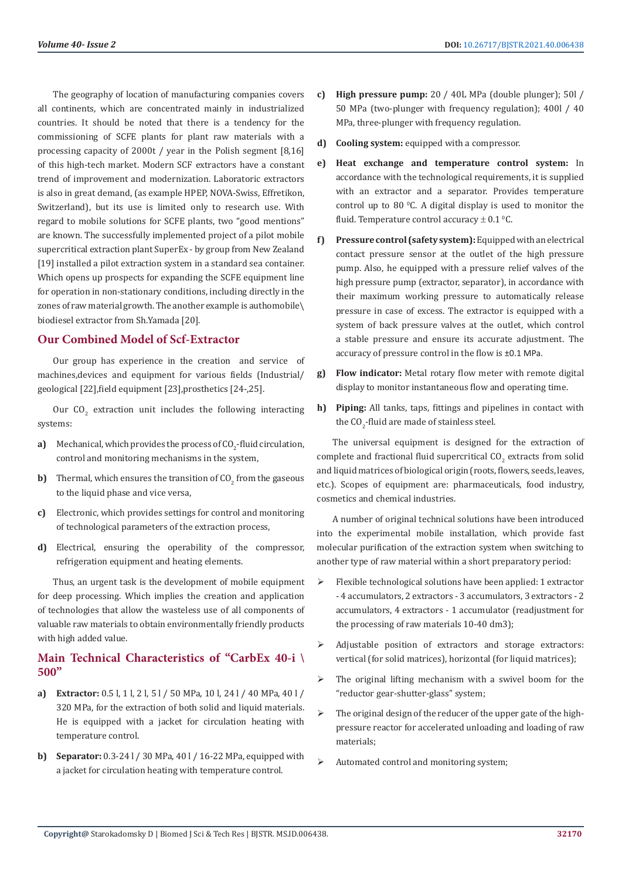The geography of location of manufacturing companies covers all continents, which are concentrated mainly in industrialized countries. It should be noted that there is a tendency for the commissioning of SCFE plants for plant raw materials with a processing capacity of 2000t / year in the Polish segment [8,16] of this high-tech market. Modern SCF extractors have a constant trend of improvement and modernization. Laboratoric extractors is also in great demand, (as example HPEP, NOVA-Swiss, Effretikon, Switzerland), but its use is limited only to research use. With regard to mobile solutions for SCFE plants, two "good mentions" are known. The successfully implemented project of a pilot mobile supercritical extraction plant SuperEx - by group from New Zealand [19] installed a pilot extraction system in a standard sea container. Which opens up prospects for expanding the SCFE equipment line for operation in non-stationary conditions, including directly in the zones of raw material growth. The another example is authomobile\biodiesel extractor from Sh.Yamada [20].

## Our Combined Model of Scf-Extractor

Our group has experience in the creation and service of machines,devices and equipment for various fields (Industrial/geological [22],field equipment [23],prosthetics [24-,25].

Our $CO_2$ extraction unit includes the following interacting systems:

a) Mechanical, which provides the process of $CO_2$-fluid circulation, control and monitoring mechanisms in the system,

b) Thermal, which ensures the transition of $CO_2$ from the gaseous to the liquid phase and vice versa,

c) Electronic, which provides settings for control and monitoring of technological parameters of the extraction process,

d) Electrical, ensuring the operability of the compressor, refrigeration equipment and heating elements.

Thus, an urgent task is the development of mobile equipment for deep processing. Which implies the creation and application of technologies that allow the wasteless use of all components of valuable raw materials to obtain environmentally friendly products with high added value.

## Main Technical Characteristics of "CarbEx 40-i \ 500"

a) **Extractor:** 0.5 l, 1 l, 2 l, 5 l / 50 MPa, 10 l, 24 l / 40 MPa, 40 l / 320 MPa, for the extraction of both solid and liquid materials. He is equipped with a jacket for circulation heating with temperature control.

b) **Separator:** 0.3-24 l / 30 MPa, 40 l / 16-22 MPa, equipped with a jacket for circulation heating with temperature control.

c) **High pressure pump:** 20 / 40L MPa (double plunger); 50l / 50 MPa (two-plunger with frequency regulation); 400l / 40 MPa, three-plunger with frequency regulation.

d) **Cooling system:** equipped with a compressor.

e) **Heat exchange and temperature control system:** In accordance with the technological requirements, it is supplied with an extractor and a separator. Provides temperature control up to 80 $^0$C. A digital display is used to monitor the fluid. Temperature control accuracy ± 0.1 $^0$C.

f) **Pressure control (safety system):** Equipped with an electrical contact pressure sensor at the outlet of the high pressure pump. Also, he equipped with a pressure relief valves of the high pressure pump (extractor, separator), in accordance with their maximum working pressure to automatically release pressure in case of excess. The extractor is equipped with a system of back pressure valves at the outlet, which control a stable pressure and ensure its accurate adjustment. The accuracy of pressure control in the flow is ±0.1 MPa.

g) **Flow indicator:** Metal rotary flow meter with remote digital display to monitor instantaneous flow and operating time.

h) **Piping:** All tanks, taps, fittings and pipelines in contact with the $CO_2$-fluid are made of stainless steel.

The universal equipment is designed for the extraction of complete and fractional fluid supercritical $CO_2$ extracts from solid and liquid matrices of biological origin (roots, flowers, seeds, leaves, etc.). Scopes of equipment are: pharmaceuticals, food industry, cosmetics and chemical industries.

A number of original technical solutions have been introduced into the experimental mobile installation, which provide fast molecular purification of the extraction system when switching to another type of raw material within a short preparatory period:

- Flexible technological solutions have been applied: 1 extractor - 4 accumulators, 2 extractors - 3 accumulators, 3 extractors - 2 accumulators, 4 extractors - 1 accumulator (readjustment for the processing of raw materials 10-40 dm3);
- Adjustable position of extractors and storage extractors: vertical (for solid matrices), horizontal (for liquid matrices);
- The original lifting mechanism with a swivel boom for the "reductor gear-shutter-glass" system;
- The original design of the reducer of the upper gate of the high-pressure reactor for accelerated unloading and loading of raw materials;
- Automated control and monitoring system;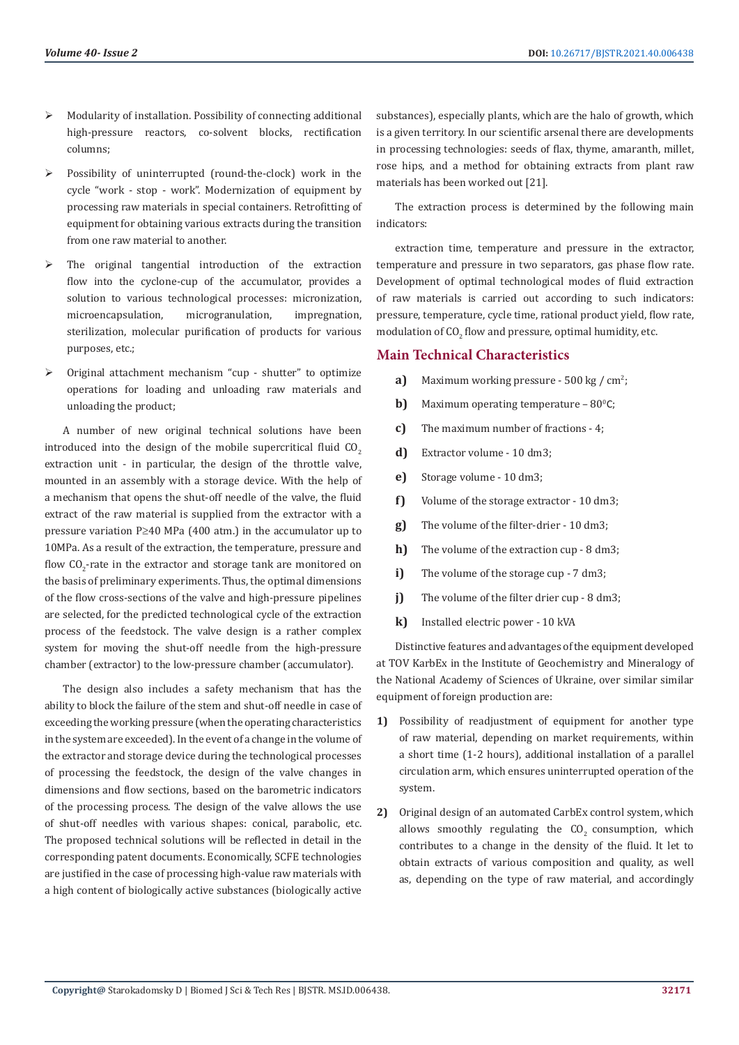- Modularity of installation. Possibility of connecting additional high-pressure reactors, co-solvent blocks, rectification columns;
- Possibility of uninterrupted (round-the-clock) work in the cycle "work - stop - work". Modernization of equipment by processing raw materials in special containers. Retrofitting of equipment for obtaining various extracts during the transition from one raw material to another.
- The original tangential introduction of the extraction flow into the cyclone-cup of the accumulator, provides a solution to various technological processes: micronization, microencapsulation, microgranulation, impregnation, sterilization, molecular purification of products for various purposes, etc.;
- Original attachment mechanism "cup - shutter" to optimize operations for loading and unloading raw materials and unloading the product;

A number of new original technical solutions have been introduced into the design of the mobile supercritical fluid $CO_2$ extraction unit - in particular, the design of the throttle valve, mounted in an assembly with a storage device. With the help of a mechanism that opens the shut-off needle of the valve, the fluid extract of the raw material is supplied from the extractor with a pressure variation P≥40 MPa (400 atm.) in the accumulator up to 10MPa. As a result of the extraction, the temperature, pressure and flow $CO_2$-rate in the extractor and storage tank are monitored on the basis of preliminary experiments. Thus, the optimal dimensions of the flow cross-sections of the valve and high-pressure pipelines are selected, for the predicted technological cycle of the extraction process of the feedstock. The valve design is a rather complex system for moving the shut-off needle from the high-pressure chamber (extractor) to the low-pressure chamber (accumulator).

The design also includes a safety mechanism that has the ability to block the failure of the stem and shut-off needle in case of exceeding the working pressure (when the operating characteristics in the system are exceeded). In the event of a change in the volume of the extractor and storage device during the technological processes of processing the feedstock, the design of the valve changes in dimensions and flow sections, based on the barometric indicators of the processing process. The design of the valve allows the use of shut-off needles with various shapes: conical, parabolic, etc. The proposed technical solutions will be reflected in detail in the corresponding patent documents. Economically, SCFE technologies are justified in the case of processing high-value raw materials with a high content of biologically active substances (biologically active substances), especially plants, which are the halo of growth, which is a given territory. In our scientific arsenal there are developments in processing technologies: seeds of flax, thyme, amaranth, millet, rose hips, and a method for obtaining extracts from plant raw materials has been worked out [21].

The extraction process is determined by the following main indicators:

extraction time, temperature and pressure in the extractor, temperature and pressure in two separators, gas phase flow rate. Development of optimal technological modes of fluid extraction of raw materials is carried out according to such indicators: pressure, temperature, cycle time, rational product yield, flow rate, modulation of $CO_2$ flow and pressure, optimal humidity, etc.

## Main Technical Characteristics

a) Maximum working pressure - 500 kg / cm$^2$;

b) Maximum operating temperature – 80$^0$C;

c) The maximum number of fractions - 4;

d) Extractor volume - 10 dm3;

e) Storage volume - 10 dm3;

f) Volume of the storage extractor - 10 dm3;

g) The volume of the filter-drier - 10 dm3;

h) The volume of the extraction cup - 8 dm3;

i) The volume of the storage cup - 7 dm3;

j) The volume of the filter drier cup - 8 dm3;

k) Installed electric power - 10 kVA

Distinctive features and advantages of the equipment developed at TOV KarbEx in the Institute of Geochemistry and Mineralogy of the National Academy of Sciences of Ukraine, over similar similar equipment of foreign production are:

1) Possibility of readjustment of equipment for another type of raw material, depending on market requirements, within a short time (1-2 hours), additional installation of a parallel circulation arm, which ensures uninterrupted operation of the system.

2) Original design of an automated CarbEx control system, which allows smoothly regulating the $CO_2$ consumption, which contributes to a change in the density of the fluid. It let to obtain extracts of various composition and quality, as well as, depending on the type of raw material, and accordingly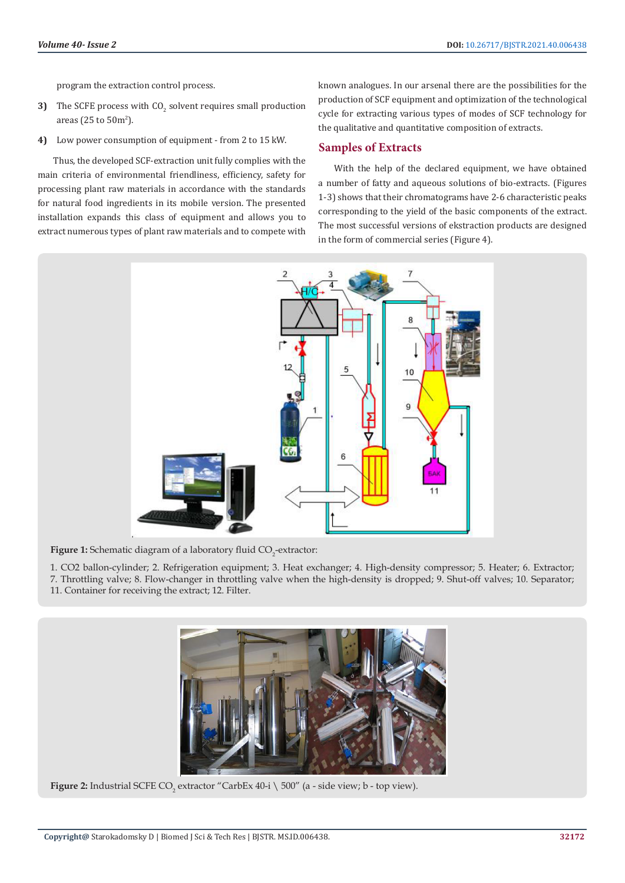program the extraction control process.

3) The SCFE process with $CO_2$ solvent requires small production areas (25 to 50m$^2$).

4) Low power consumption of equipment - from 2 to 15 kW.

Thus, the developed SCF-extraction unit fully complies with the main criteria of environmental friendliness, efficiency, safety for processing plant raw materials in accordance with the standards for natural food ingredients in its mobile version. The presented installation expands this class of equipment and allows you to extract numerous types of plant raw materials and to compete with known analogues. In our arsenal there are the possibilities for the production of SCF equipment and optimization of the technological cycle for extracting various types of modes of SCF technology for the qualitative and quantitative composition of extracts.

## Samples of Extracts

With the help of the declared equipment, we have obtained a number of fatty and aqueous solutions of bio-extracts. (Figures 1-3) shows that their chromatograms have 2-6 characteristic peaks corresponding to the yield of the basic components of the extract. The most successful versions of ekstraction products are designed in the form of commercial series (Figure 4).

**Figure 1:** Schematic diagram of a laboratory fluid $CO_2$-extractor:

1. CO2 ballon-cylinder; 2. Refrigeration equipment; 3. Heat exchanger; 4. High-density compressor; 5. Heater; 6. Extractor; 7. Throttling valve; 8. Flow-changer in throttling valve when the high-density is dropped; 9. Shut-off valves; 10. Separator; 11. Container for receiving the extract; 12. Filter.

**Figure 2:** Industrial SCFE $CO_2$ extractor "CarbEx 40-i \ 500" (a - side view; b - top view).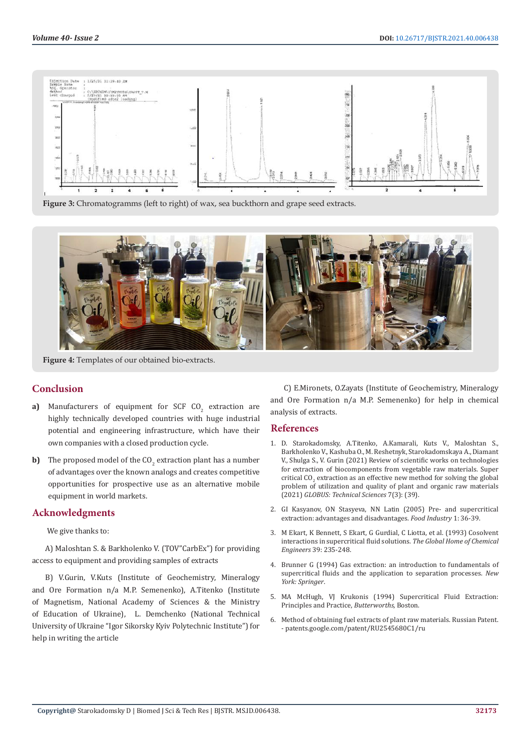**Figure 3:** Chromatogramms (left to right) of wax, sea buckthorn and grape seed extracts.

**Figure 4:** Templates of our obtained bio-extracts.

## Conclusion

**a)** Manufacturers of equipment for SCF $CO_2$ extraction are highly technically developed countries with huge industrial potential and engineering infrastructure, which have their own companies with a closed production cycle.

**b)** The proposed model of the $CO_2$ extraction plant has a number of advantages over the known analogs and creates competitive opportunities for prospective use as an alternative mobile equipment in world markets.

## Acknowledgments

We give thanks to:

A) Maloshtan S. & Barkholenko V. (TOV"CarbEx") for providing access to equipment and providing samples of extracts

B) V.Gurin, V.Kuts (Institute of Geochemistry, Mineralogy and Ore Formation n/a M.P. Semenenko), A.Titenko (Institute of Magnetism, National Academy of Sciences & the Ministry of Education of Ukraine), L. Demchenko (National Technical University of Ukraine "Igor Sikorsky Kyiv Polytechnic Institute") for help in writing the article

C) E.Mironets, O.Zayats (Institute of Geochemistry, Mineralogy and Ore Formation n/a M.P. Semenenko) for help in chemical analysis of extracts.

## References

1. D. Starokadomsky, A.Titenko, A.Kamarali, Kuts V., Maloshtan S., Barkholenko V., Kashuba O., M. Reshetnyk, Starokadomskaya A., Diamant V., Shulga S., V. Gurin (2021) Review of scientific works on technologies for extraction of biocomponents from vegetable raw materials. Super critical $CO_2$ extraction as an effective new method for solving the global problem of utilization and quality of plant and organic raw materials (2021) *GLOBUS: Technical Sciences* 7(3): (39).
2. GI Kasyanov, ON Stasyeva, NN Latin (2005) Pre- and supercritical extraction: advantages and disadvantages. *Food Industry* 1: 36-39.
3. M Ekart, K Bennett, S Ekart, G Gurdial, C Liotta, et al. (1993) Cosolvent interactions in supercritical fluid solutions. *The Global Home of Chemical Engineers* 39: 235-248.
4. Brunner G (1994) Gas extraction: an introduction to fundamentals of supercritical fluids and the application to separation processes. *New York: Springer*.
5. MA McHugh, VJ Krukonis (1994) Supercritical Fluid Extraction: Principles and Practice, *Butterworths,* Boston.
6. Method of obtaining fuel extracts of plant raw materials. Russian Patent. - patents.google.com/patent/RU2545680C1/ru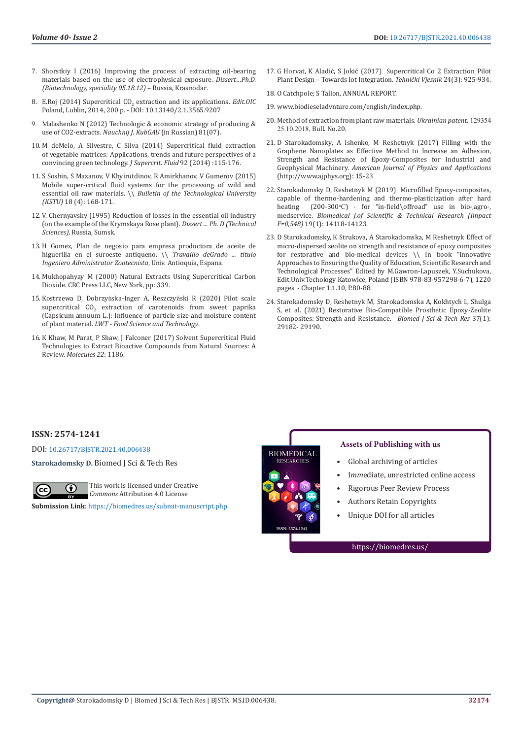7. Shorstkiy I (2016) Improving the process of extracting oil-bearing materials based on the use of electrophysical exposure. *Dissert…Ph.D. (Biotechnology, speciality 05.18.12)* – Russia, Krasnodar.

8. E.Roj (2014) Supercritical $CO_2$ extraction and its applications. *Edit.OIC* Poland, Lublin, 2014, 200 p. - DOI: 10.13140/2.1.3565.9207

9. Malashenko N (2012) Technologic & economic strategy of producing & use of CO2-extracts. *Nauchnij J. KubGAU* (in Russian) 81(07).

10. M deMelo, A Silvestre, C Silva (2014) Supercritical fluid extraction of vegetable matrices: Applications, trends and future perspectives of a convincing green technology. *J Supercrit. Fluid* 92 (2014) :115-176.

11. S Soshin, S Mazanov, V Khyirutdinov, R Amirkhanov, V Gumerov (2015) Mobile super-critical fluid systems for the processing of wild and essential oil raw materials. \\ *Bulletin of the Technological University (KSTU)* 18 (4): 168-171.

12. V. Chernyavsky (1995) Reduction of losses in the essential oil industry (on the example of the Krymskaya Rose plant). *Dissert ... Ph. D (Technical Sciences)*, Russia, Sumsk.

13. H Gomez, Plan de negosio para empresa productora de aceite de higuerilla en el suroeste antiqueno. \\ *Travaillo deGrado ... titulo Ingeniero Administrator Zootecnista*, Univ. Antioquia, Espana.

14. Mukhopahyay M (2000) Natural Extracts Using Supercritical Carbon Dioxide. CRC Press LLC, New York, pp: 339.

15. Kostrzewa D, Dobrzyńska-Inger A, Reszczyński R (2020) Pilot scale supercritical $CO_2$ extraction of carotenoids from sweet paprika (Capsicum annuum L.): Influence of particle size and moisture content of plant material. *LWT - Food Science and Technology*.

16. K Khaw, M Parat, P Shaw, J Falconer (2017) Solvent Supercritical Fluid Technologies to Extract Bioactive Compounds from Natural Sources: A Review. *Molecules 22*: 1186.

17. G Horvat, K Aladić, S Jokić (2017) Supercritical Co 2 Extraction Pilot Plant Design – Towards Iot Integration. *Tehnički Vjesnik* 24(3): 925-934.

18. O Catchpole; S Tallon, ANNUAL REPORT.

19. www.biodieseladvnture.com/english/index.php.

20. Method of extraction from plant raw materials. *Ukrainian patent.* 129354 25.10.2018, Bull. No.20.

21. D Starokadomsky, A Ishenko, M Reshetnyk (2017) Filling with the Graphene Nanoplates as Effective Method to Increase an Adhesion, Strength and Resistance of Epoxy-Composites for Industrial and Geophysical Machinery. *American Journal of Physics and Applications* (http://www.ajphys.org): 15-23

22. Starokadomsky D, Reshetnyk M (2019) Microfilled Epoxy-composites, capable of thermo-hardening and thermo-plasticization after hard heating (200-300°C) - for "in-field\offroad" use in bio-,agro-, medservice. *Biomedical J.of Scientific & Technical Research (Impact F=0,548)* 19(1): 14118-14123.

23. D Starokadomsky, K Strukova, A Starokadomska, M Reshetnyk Effect of micro-dispersed zeolite on strength and resistance of epoxy composites for restorative and bio-medical devices \\ In book "Innovative Approaches to Ensuring the Quality of Education, Scientific Research and Technological Processes" Edited by M.Gawron-Lapuszek, Y.Suchukova, Edit.Univ.Techology Katowice, Poland (ISBN 978-83-957298-6-7), 1220 pages - Chapter 1.1.10, P.80-88.

24. Starokadomsky D, Reshetnyk M, Starokadomska A, Kokhtych L, Shulga S, et al. (2021) Restorative Bio-Compatible Prosthetic Epoxy-Zeolite Composites: Strength and Resistance. *Biomed J Sci & Tech Res* 37(1): 29182- 29190.

**ISSN: 2574-1241**

DOI: 10.26717/BJSTR.2021.40.006438

**Starokadomsky D.** Biomed J Sci & Tech Res

This work is licensed under Creative *Commons* Attribution 4.0 License

**Submission Link**: https://biomedres.us/submit-manuscript.php

**Assets of Publishing with us**

- Global archiving of articles
- Immediate, unrestricted online access
- Rigorous Peer Review Process
- Authors Retain Copyrights
- Unique DOI for all articles

https://biomedres.us/